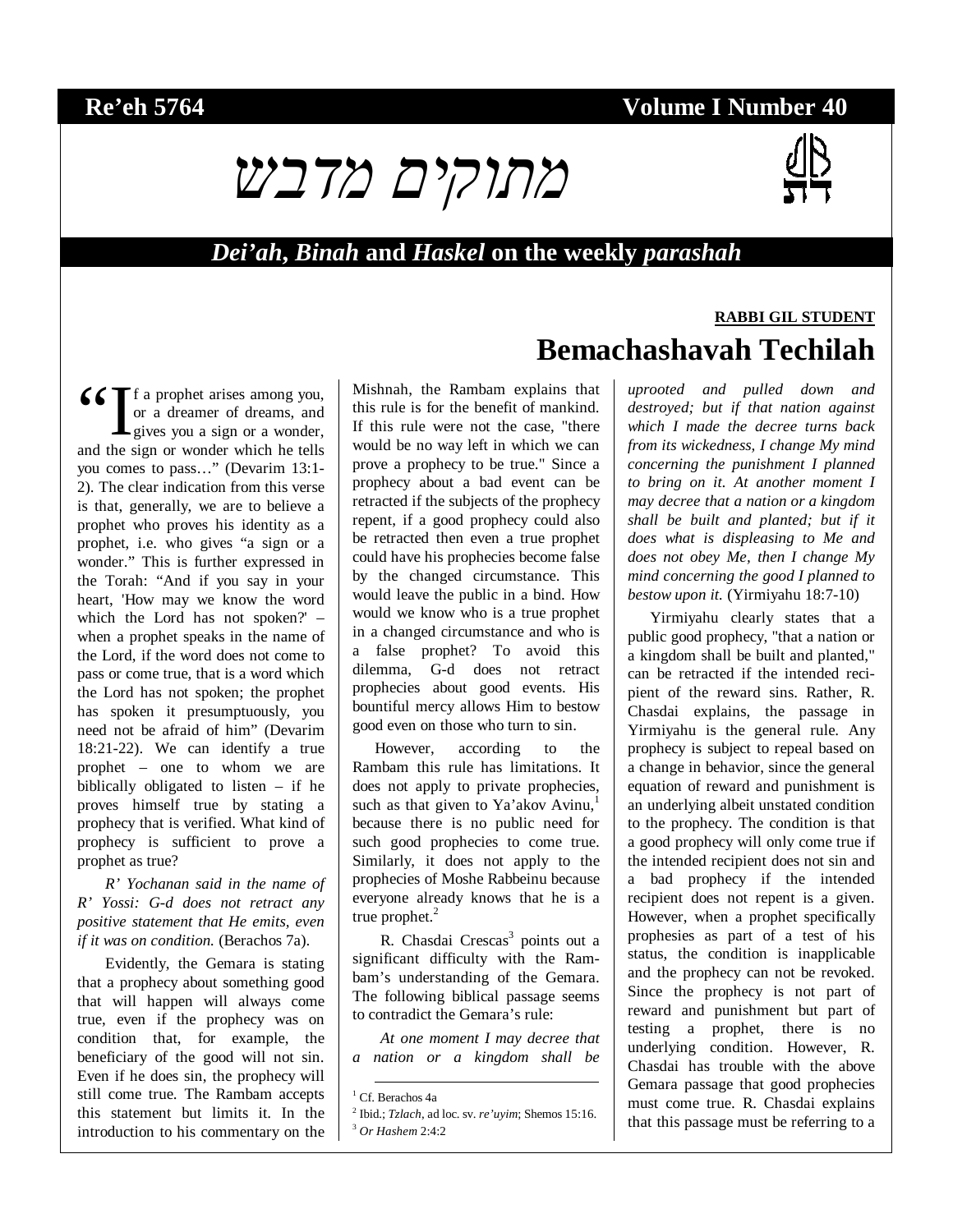**Re'eh 5764** **Volume I Number 40**

# מתוקים מדבש

## *Dei'ah*, *Binah* and *Haskel* on the weekly *parashah*

**RABBI GIL STUDENT**

# Bemachashavah Techilah

"If a prophet arises among you, or a dreamer of dreams, and gives you a sign or a wonder, and the sign or wonder which he tells you comes to pass…" (Devarim 13:1-2). The clear indication from this verse is that, generally, we are to believe a prophet who proves his identity as a prophet, i.e. who gives "a sign or a wonder." This is further expressed in the Torah: "And if you say in your heart, 'How may we know the word which the Lord has not spoken?' – when a prophet speaks in the name of the Lord, if the word does not come to pass or come true, that is a word which the Lord has not spoken; the prophet has spoken it presumptuously, you need not be afraid of him" (Devarim 18:21-22). We can identify a true prophet – one to whom we are biblically obligated to listen – if he proves himself true by stating a prophecy that is verified. What kind of prophecy is sufficient to prove a prophet as true?

*R' Yochanan said in the name of R' Yossi: G-d does not retract any positive statement that He emits, even if it was on condition.* (Berachos 7a).

Evidently, the Gemara is stating that a prophecy about something good that will happen will always come true, even if the prophecy was on condition that, for example, the beneficiary of the good will not sin. Even if he does sin, the prophecy will still come true. The Rambam accepts this statement but limits it. In the introduction to his commentary on the Mishnah, the Rambam explains that this rule is for the benefit of mankind. If this rule were not the case, "there would be no way left in which we can prove a prophecy to be true." Since a prophecy about a bad event can be retracted if the subjects of the prophecy repent, if a good prophecy could also be retracted then even a true prophet could have his prophecies become false by the changed circumstance. This would leave the public in a bind. How would we know who is a true prophet in a changed circumstance and who is a false prophet? To avoid this dilemma, G-d does not retract prophecies about good events. His bountiful mercy allows Him to bestow good even on those who turn to sin.

However, according to the Rambam this rule has limitations. It does not apply to private prophecies, such as that given to Ya'akov Avinu,[1] because there is no public need for such good prophecies to come true. Similarly, it does not apply to the prophecies of Moshe Rabbeinu because everyone already knows that he is a true prophet.[2]

R. Chasdai Crescas[3] points out a significant difficulty with the Rambam's understanding of the Gemara. The following biblical passage seems to contradict the Gemara's rule:

*At one moment I may decree that a nation or a kingdom shall be uprooted and pulled down and destroyed; but if that nation against which I made the decree turns back from its wickedness, I change My mind concerning the punishment I planned to bring on it. At another moment I may decree that a nation or a kingdom shall be built and planted; but if it does what is displeasing to Me and does not obey Me, then I change My mind concerning the good I planned to bestow upon it.* (Yirmiyahu 18:7-10)

Yirmiyahu clearly states that a public good prophecy, "that a nation or a kingdom shall be built and planted," can be retracted if the intended recipient of the reward sins. Rather, R. Chasdai explains, the passage in Yirmiyahu is the general rule. Any prophecy is subject to repeal based on a change in behavior, since the general equation of reward and punishment is an underlying albeit unstated condition to the prophecy. The condition is that a good prophecy will only come true if the intended recipient does not sin and a bad prophecy if the intended recipient does not repent is a given. However, when a prophet specifically prophesies as part of a test of his status, the condition is inapplicable and the prophecy can not be revoked. Since the prophecy is not part of reward and punishment but part of testing a prophet, there is no underlying condition. However, R. Chasdai has trouble with the above Gemara passage that good prophecies must come true. R. Chasdai explains that this passage must be referring to a

---

[1] Cf. Berachos 4a

[2] Ibid.; *Tzlach*, ad loc. sv. *re'uyim*; Shemos 15:16.

[3] *Or Hashem* 2:4:2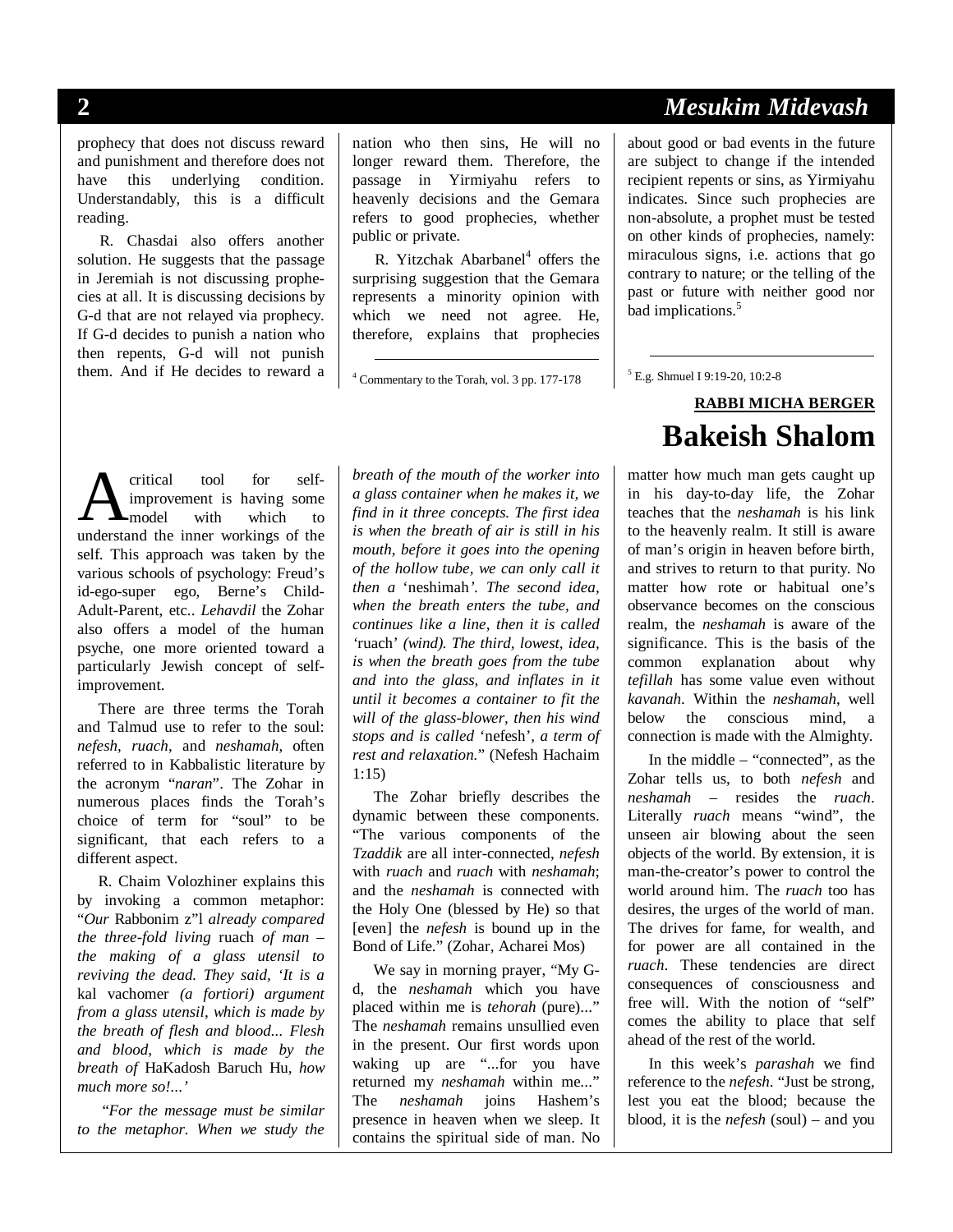prophecy that does not discuss reward and punishment and therefore does not have this underlying condition. Understandably, this is a difficult reading.

R. Chasdai also offers another solution. He suggests that the passage in Jeremiah is not discussing prophecies at all. It is discussing decisions by G-d that are not relayed via prophecy. If G-d decides to punish a nation who then repents, G-d will not punish them. And if He decides to reward a nation who then sins, He will no longer reward them. Therefore, the passage in Yirmiyahu refers to heavenly decisions and the Gemara refers to good prophecies, whether public or private.

R. Yitzchak Abarbanel[4] offers the surprising suggestion that the Gemara represents a minority opinion with which we need not agree. He, therefore, explains that prophecies about good or bad events in the future are subject to change if the intended recipient repents or sins, as Yirmiyahu indicates. Since such prophecies are non-absolute, a prophet must be tested on other kinds of prophecies, namely: miraculous signs, i.e. actions that go contrary to nature; or the telling of the past or future with neither good nor bad implications.[5]

[4] Commentary to the Torah, vol. 3 pp. 177-178

[5] E.g. Shmuel I 9:19-20, 10:2-8

**RABBI MICHA BERGER**

# Bakeish Shalom

A critical tool for self-improvement is having some model with which to understand the inner workings of the self. This approach was taken by the various schools of psychology: Freud's id-ego-super ego, Berne's Child-Adult-Parent, etc.. *Lehavdil* the Zohar also offers a model of the human psyche, one more oriented toward a particularly Jewish concept of self-improvement.

There are three terms the Torah and Talmud use to refer to the soul: *nefesh*, *ruach*, and *neshamah*, often referred to in Kabbalistic literature by the acronym "*naran*". The Zohar in numerous places finds the Torah's choice of term for "soul" to be significant, that each refers to a different aspect.

R. Chaim Volozhiner explains this by invoking a common metaphor: "*Our* Rabbonim z"l *already compared the three-fold living* ruach *of man – the making of a glass utensil to reviving the dead. They said, 'It is a* kal vachomer *(a fortiori) argument from a glass utensil, which is made by the breath of flesh and blood... Flesh and blood, which is made by the breath of* HaKadosh Baruch Hu, *how much more so!...'*

*"For the message must be similar to the metaphor. When we study the breath of the mouth of the worker into a glass container when he makes it, we find in it three concepts. The first idea is when the breath of air is still in his mouth, before it goes into the opening of the hollow tube, we can only call it then a* 'neshimah'*. The second idea, when the breath enters the tube, and continues like a line, then it is called* 'ruach' *(wind). The third, lowest, idea, is when the breath goes from the tube and into the glass, and inflates in it until it becomes a container to fit the will of the glass-blower, then his wind stops and is called* 'nefesh'*, a term of rest and relaxation."* (Nefesh Hachaim 1:15)

The Zohar briefly describes the dynamic between these components. "The various components of the *Tzaddik* are all inter-connected, *nefesh* with *ruach* and *ruach* with *neshamah*; and the *neshamah* is connected with the Holy One (blessed by He) so that [even] the *nefesh* is bound up in the Bond of Life." (Zohar, Acharei Mos)

We say in morning prayer, "My G-d, the *neshamah* which you have placed within me is *tehorah* (pure)..." The *neshamah* remains unsullied even in the present. Our first words upon waking up are "...for you have returned my *neshamah* within me..." The *neshamah* joins Hashem's presence in heaven when we sleep. It contains the spiritual side of man. No matter how much man gets caught up in his day-to-day life, the Zohar teaches that the *neshamah* is his link to the heavenly realm. It still is aware of man's origin in heaven before birth, and strives to return to that purity. No matter how rote or habitual one's observance becomes on the conscious realm, the *neshamah* is aware of the significance. This is the basis of the common explanation about why *tefillah* has some value even without *kavanah*. Within the *neshamah*, well below the conscious mind, a connection is made with the Almighty.

In the middle – "connected", as the Zohar tells us, to both *nefesh* and *neshamah* – resides the *ruach*. Literally *ruach* means "wind", the unseen air blowing about the seen objects of the world. By extension, it is man-the-creator's power to control the world around him. The *ruach* too has desires, the urges of the world of man. The drives for fame, for wealth, and for power are all contained in the *ruach*. These tendencies are direct consequences of consciousness and free will. With the notion of "self" comes the ability to place that self ahead of the rest of the world.

In this week's *parashah* we find reference to the *nefesh*. "Just be strong, lest you eat the blood; because the blood, it is the *nefesh* (soul) – and you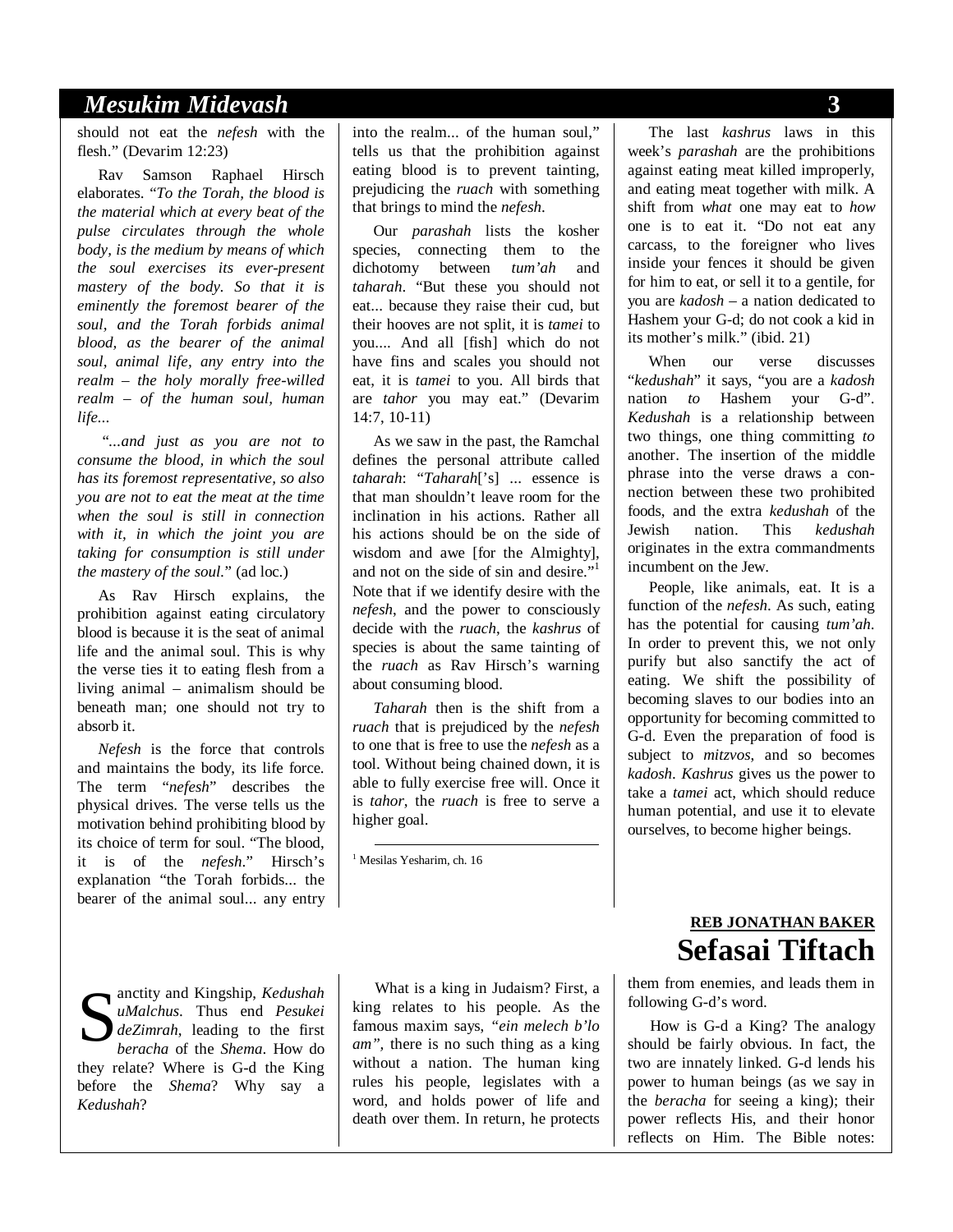should not eat the *nefesh* with the flesh.” (Devarim 12:23)

Rav Samson Raphael Hirsch elaborates. “*To the Torah, the blood is the material which at every beat of the pulse circulates through the whole body, is the medium by means of which the soul exercises its ever-present mastery of the body. So that it is eminently the foremost bearer of the soul, and the Torah forbids animal blood, as the bearer of the animal soul, animal life, any entry into the realm – the holy morally free-willed realm – of the human soul, human life...*

“*...and just as you are not to consume the blood, in which the soul has its foremost representative, so also you are not to eat the meat at the time when the soul is still in connection with it, in which the joint you are taking for consumption is still under the mastery of the soul.*” (ad loc.)

As Rav Hirsch explains, the prohibition against eating circulatory blood is because it is the seat of animal life and the animal soul. This is why the verse ties it to eating flesh from a living animal – animalism should be beneath man; one should not try to absorb it.

*Nefesh* is the force that controls and maintains the body, its life force. The term “*nefesh*” describes the physical drives. The verse tells us the motivation behind prohibiting blood by its choice of term for soul. “The blood, it is of the *nefesh*.” Hirsch’s explanation “the Torah forbids... the bearer of the animal soul... any entry into the realm... of the human soul,” tells us that the prohibition against eating blood is to prevent tainting, prejudicing the *ruach* with something that brings to mind the *nefesh*.

Our *parashah* lists the kosher species, connecting them to the dichotomy between *tum’ah* and *taharah*. “But these you should not eat... because they raise their cud, but their hooves are not split, it is *tamei* to you.... And all [fish] which do not have fins and scales you should not eat, it is *tamei* to you. All birds that are *tahor* you may eat.” (Devarim 14:7, 10-11)

As we saw in the past, the Ramchal defines the personal attribute called *taharah*: “*Taharah*[’s] ... essence is that man shouldn’t leave room for the inclination in his actions. Rather all his actions should be on the side of wisdom and awe [for the Almighty], and not on the side of sin and desire.”[1] Note that if we identify desire with the *nefesh*, and the power to consciously decide with the *ruach*, the *kashrus* of species is about the same tainting of the *ruach* as Rav Hirsch’s warning about consuming blood.

*Taharah* then is the shift from a *ruach* that is prejudiced by the *nefesh* to one that is free to use the *nefesh* as a tool. Without being chained down, it is able to fully exercise free will. Once it is *tahor*, the *ruach* is free to serve a higher goal.

[1] Mesilas Yesharim, ch. 16

The last *kashrus* laws in this week’s *parashah* are the prohibitions against eating meat killed improperly, and eating meat together with milk. A shift from *what* one may eat to *how* one is to eat it. “Do not eat any carcass, to the foreigner who lives inside your fences it should be given for him to eat, or sell it to a gentile, for you are *kadosh* – a nation dedicated to Hashem your G-d; do not cook a kid in its mother’s milk.” (ibid. 21)

When our verse discusses “*kedushah*” it says, “you are a *kadosh* nation *to* Hashem your G-d”. *Kedushah* is a relationship between two things, one thing committing *to* another. The insertion of the middle phrase into the verse draws a connection between these two prohibited foods, and the extra *kedushah* of the Jewish nation. This *kedushah* originates in the extra commandments incumbent on the Jew.

People, like animals, eat. It is a function of the *nefesh*. As such, eating has the potential for causing *tum’ah*. In order to prevent this, we not only purify but also sanctify the act of eating. We shift the possibility of becoming slaves to our bodies into an opportunity for becoming committed to G-d. Even the preparation of food is subject to *mitzvos*, and so becomes *kadosh*. *Kashrus* gives us the power to take a *tamei* act, which should reduce human potential, and use it to elevate ourselves, to become higher beings.

**REB JONATHAN BAKER**

# Sefasai Tiftach

Sanctity and Kingship, *Kedushah uMalchus*. Thus end *Pesukei deZimrah*, leading to the first *beracha* of the *Shema*. How do they relate? Where is G-d the King before the *Shema*? Why say a *Kedushah*?

What is a king in Judaism? First, a king relates to his people. As the famous maxim says, “*ein melech b’lo am”*, there is no such thing as a king without a nation. The human king rules his people, legislates with a word, and holds power of life and death over them. In return, he protects them from enemies, and leads them in following G-d’s word.

How is G-d a King? The analogy should be fairly obvious. In fact, the two are innately linked. G-d lends his power to human beings (as we say in the *beracha* for seeing a king); their power reflects His, and their honor reflects on Him. The Bible notes: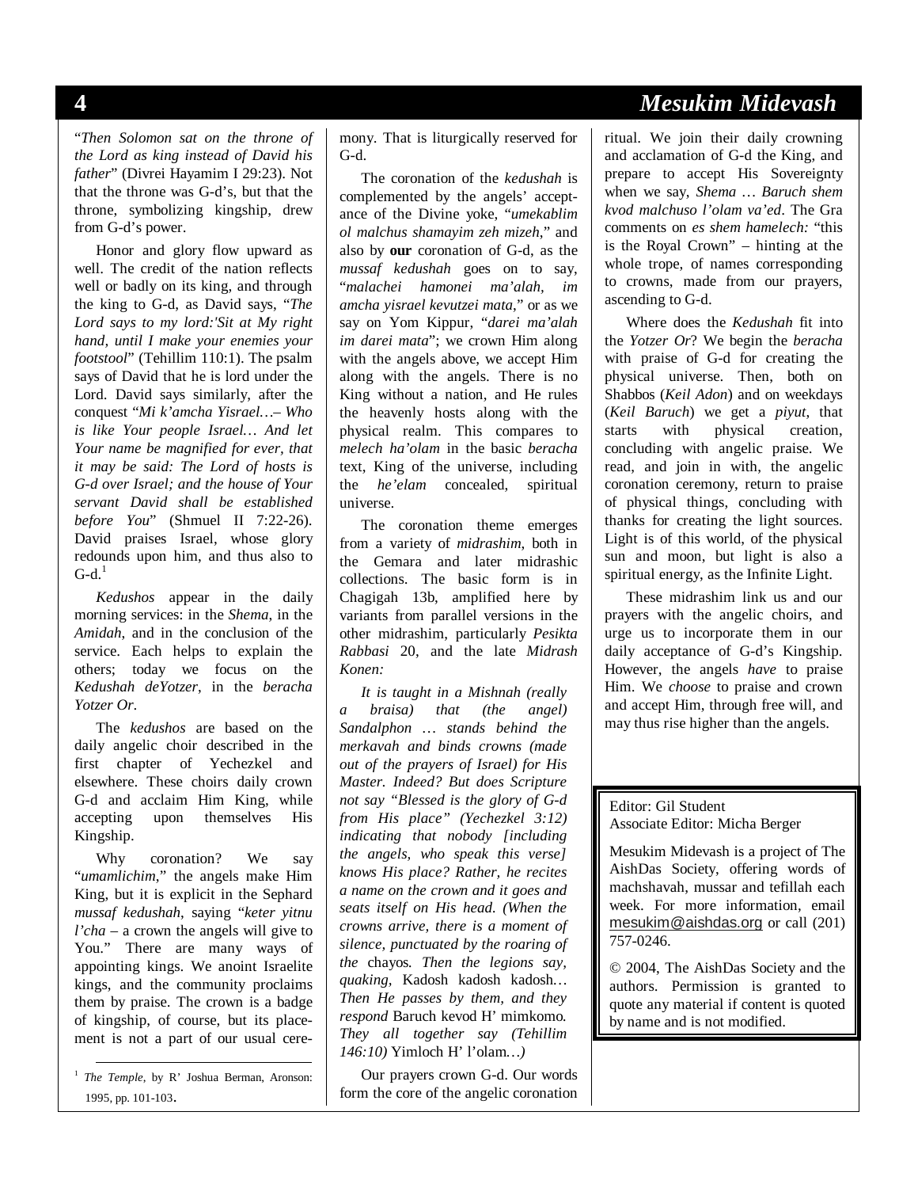"*Then Solomon sat on the throne of the Lord as king instead of David his father*" (Divrei Hayamim I 29:23). Not that the throne was G-d's, but that the throne, symbolizing kingship, drew from G-d's power.

Honor and glory flow upward as well. The credit of the nation reflects well or badly on its king, and through the king to G-d, as David says, "*The Lord says to my lord:'Sit at My right hand, until I make your enemies your footstool*" (Tehillim 110:1). The psalm says of David that he is lord under the Lord. David says similarly, after the conquest "*Mi k'amcha Yisrael…– Who is like Your people Israel… And let Your name be magnified for ever, that it may be said: The Lord of hosts is G-d over Israel; and the house of Your servant David shall be established before You*" (Shmuel II 7:22-26). David praises Israel, whose glory redounds upon him, and thus also to G-d.[1]

*Kedushos* appear in the daily morning services: in the *Shema*, in the *Amidah*, and in the conclusion of the service. Each helps to explain the others; today we focus on the *Kedushah deYotzer*, in the *beracha Yotzer Or*.

The *kedushos* are based on the daily angelic choir described in the first chapter of Yechezkel and elsewhere. These choirs daily crown G-d and acclaim Him King, while accepting upon themselves His Kingship.

Why coronation? We say "*umamlichim*," the angels make Him King, but it is explicit in the Sephard *mussaf kedushah*, saying "*keter yitnu l'cha* – a crown the angels will give to You." There are many ways of appointing kings. We anoint Israelite kings, and the community proclaims them by praise. The crown is a badge of kingship, of course, but its placement is not a part of our usual ceremony. That is liturgically reserved for G-d.

The coronation of the *kedushah* is complemented by the angels' acceptance of the Divine yoke, "*umekablim ol malchus shamayim zeh mizeh*," and also by **our** coronation of G-d, as the *mussaf kedushah* goes on to say, "*malachei hamonei ma'alah, im amcha yisrael kevutzei mata*," or as we say on Yom Kippur, "*darei ma'alah im darei mata*"; we crown Him along with the angels above, we accept Him along with the angels. There is no King without a nation, and He rules the heavenly hosts along with the physical realm. This compares to *melech ha'olam* in the basic *beracha* text, King of the universe, including the *he'elam* concealed, spiritual universe.

The coronation theme emerges from a variety of *midrashim*, both in the Gemara and later midrashic collections. The basic form is in Chagigah 13b, amplified here by variants from parallel versions in the other midrashim, particularly *Pesikta Rabbasi* 20, and the late *Midrash Konen:*

*It is taught in a Mishnah (really a braisa) that (the angel) Sandalphon … stands behind the merkavah and binds crowns (made out of the prayers of Israel) for His Master. Indeed? But does Scripture not say "Blessed is the glory of G-d from His place" (Yechezkel 3:12) indicating that nobody [including the angels, who speak this verse] knows His place? Rather, he recites a name on the crown and it goes and seats itself on His head. (When the crowns arrive, there is a moment of silence, punctuated by the roaring of the* chayos*. Then the legions say, quaking,* Kadosh kadosh kadosh… *Then He passes by them, and they respond* Baruch kevod H' mimkomo*. They all together say (Tehillim 146:10)* Yimloch H' l'olam*…)*

Our prayers crown G-d. Our words form the core of the angelic coronation ritual. We join their daily crowning and acclamation of G-d the King, and prepare to accept His Sovereignty when we say, *Shema … Baruch shem kvod malchuso l'olam va'ed*. The Gra comments on *es shem hamelech:* "this is the Royal Crown" – hinting at the whole trope, of names corresponding to crowns, made from our prayers, ascending to G-d.

Where does the *Kedushah* fit into the *Yotzer Or*? We begin the *beracha* with praise of G-d for creating the physical universe. Then, both on Shabbos (*Keil Adon*) and on weekdays (*Keil Baruch*) we get a *piyut*, that starts with physical creation, concluding with angelic praise. We read, and join in with, the angelic coronation ceremony, return to praise of physical things, concluding with thanks for creating the light sources. Light is of this world, of the physical sun and moon, but light is also a spiritual energy, as the Infinite Light.

These midrashim link us and our prayers with the angelic choirs, and urge us to incorporate them in our daily acceptance of G-d's Kingship. However, the angels *have* to praise Him. We *choose* to praise and crown and accept Him, through free will, and may thus rise higher than the angels.

[1] *The Temple*, by R' Joshua Berman, Aronson: 1995, pp. 101-103.

---

Editor: Gil Student
Associate Editor: Micha Berger

Mesukim Midevash is a project of The AishDas Society, offering words of machshavah, mussar and tefillah each week. For more information, email mesukim@aishdas.org or call (201) 757-0246.

© 2004, The AishDas Society and the authors. Permission is granted to quote any material if content is quoted by name and is not modified.